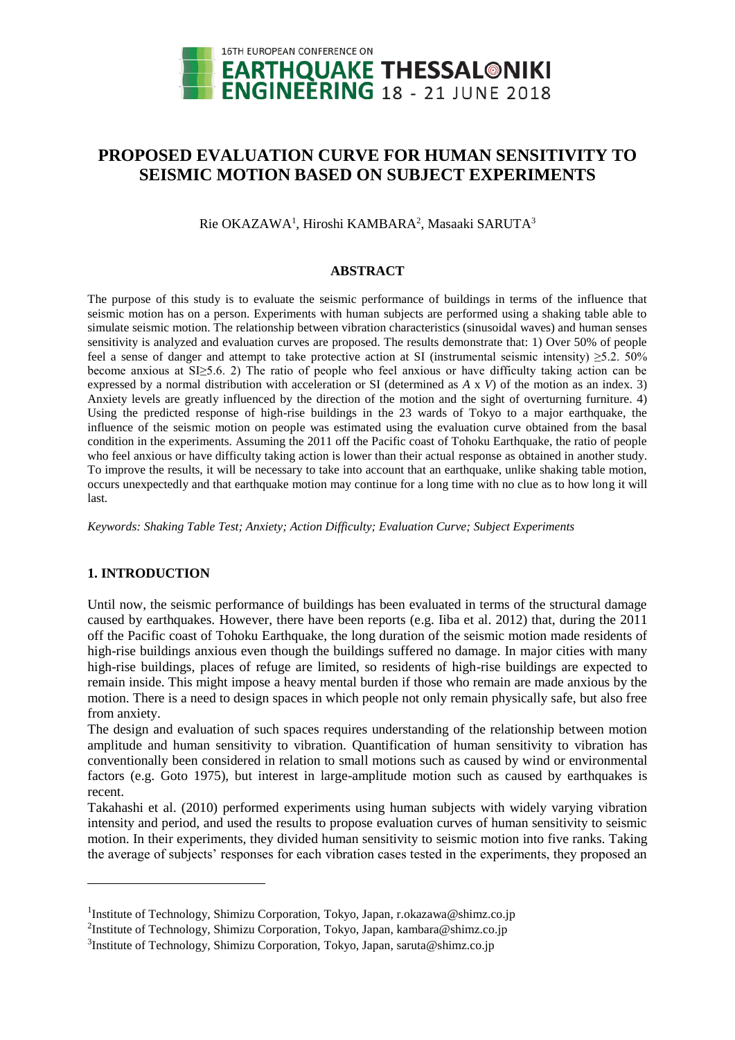# PROPOSED EVALUATION CURVE FOR HUMAN SENSITIVITY TO SEISMIC MOTION BASED ON SUBJECT EXPERIMENTS

Rie OKAZAWA[1], Hiroshi KAMBARA[2], Masaaki SARUTA[3]

## ABSTRACT

The purpose of this study is to evaluate the seismic performance of buildings in terms of the influence that seismic motion has on a person. Experiments with human subjects are performed using a shaking table able to simulate seismic motion. The relationship between vibration characteristics (sinusoidal waves) and human senses sensitivity is analyzed and evaluation curves are proposed. The results demonstrate that: 1) Over 50% of people feel a sense of danger and attempt to take protective action at SI (instrumental seismic intensity) ≥5.2. 50% become anxious at SI≥5.6. 2) The ratio of people who feel anxious or have difficulty taking action can be expressed by a normal distribution with acceleration or SI (determined as $A \times V$) of the motion as an index. 3) Anxiety levels are greatly influenced by the direction of the motion and the sight of overturning furniture. 4) Using the predicted response of high-rise buildings in the 23 wards of Tokyo to a major earthquake, the influence of the seismic motion on people was estimated using the evaluation curve obtained from the basal condition in the experiments. Assuming the 2011 off the Pacific coast of Tohoku Earthquake, the ratio of people who feel anxious or have difficulty taking action is lower than their actual response as obtained in another study. To improve the results, it will be necessary to take into account that an earthquake, unlike shaking table motion, occurs unexpectedly and that earthquake motion may continue for a long time with no clue as to how long it will last.

*Keywords: Shaking Table Test; Anxiety; Action Difficulty; Evaluation Curve; Subject Experiments*

## 1. INTRODUCTION

Until now, the seismic performance of buildings has been evaluated in terms of the structural damage caused by earthquakes. However, there have been reports (e.g. Iiba et al. 2012) that, during the 2011 off the Pacific coast of Tohoku Earthquake, the long duration of the seismic motion made residents of high-rise buildings anxious even though the buildings suffered no damage. In major cities with many high-rise buildings, places of refuge are limited, so residents of high-rise buildings are expected to remain inside. This might impose a heavy mental burden if those who remain are made anxious by the motion. There is a need to design spaces in which people not only remain physically safe, but also free from anxiety.

The design and evaluation of such spaces requires understanding of the relationship between motion amplitude and human sensitivity to vibration. Quantification of human sensitivity to vibration has conventionally been considered in relation to small motions such as caused by wind or environmental factors (e.g. Goto 1975), but interest in large-amplitude motion such as caused by earthquakes is recent.

Takahashi et al. (2010) performed experiments using human subjects with widely varying vibration intensity and period, and used the results to propose evaluation curves of human sensitivity to seismic motion. In their experiments, they divided human sensitivity to seismic motion into five ranks. Taking the average of subjects' responses for each vibration cases tested in the experiments, they proposed an

---

[1]Institute of Technology, Shimizu Corporation, Tokyo, Japan, r.okazawa@shimz.co.jp

[2]Institute of Technology, Shimizu Corporation, Tokyo, Japan, kambara@shimz.co.jp

[3]Institute of Technology, Shimizu Corporation, Tokyo, Japan, saruta@shimz.co.jp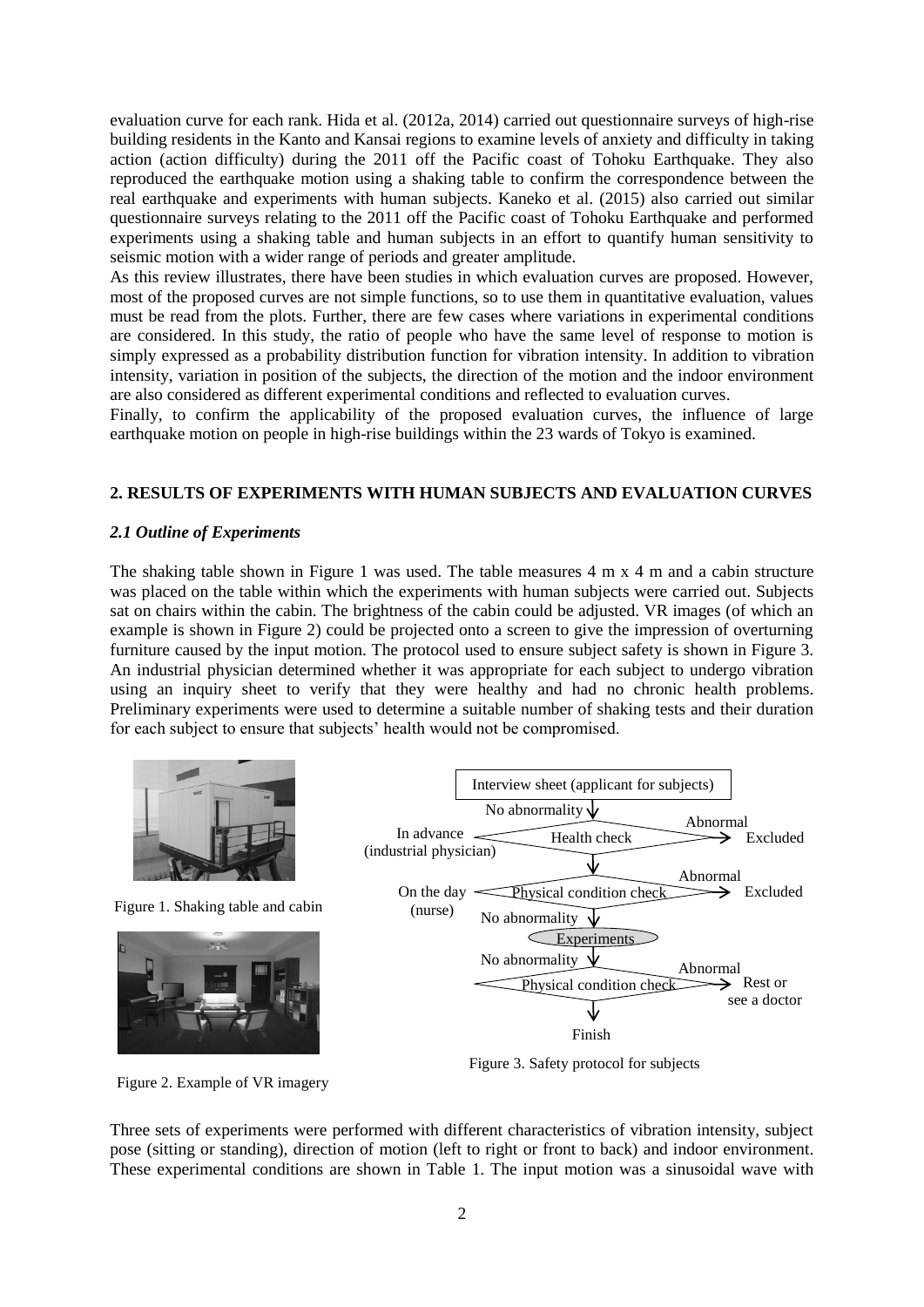evaluation curve for each rank. Hida et al. (2012a, 2014) carried out questionnaire surveys of high-rise building residents in the Kanto and Kansai regions to examine levels of anxiety and difficulty in taking action (action difficulty) during the 2011 off the Pacific coast of Tohoku Earthquake. They also reproduced the earthquake motion using a shaking table to confirm the correspondence between the real earthquake and experiments with human subjects. Kaneko et al. (2015) also carried out similar questionnaire surveys relating to the 2011 off the Pacific coast of Tohoku Earthquake and performed experiments using a shaking table and human subjects in an effort to quantify human sensitivity to seismic motion with a wider range of periods and greater amplitude.

As this review illustrates, there have been studies in which evaluation curves are proposed. However, most of the proposed curves are not simple functions, so to use them in quantitative evaluation, values must be read from the plots. Further, there are few cases where variations in experimental conditions are considered. In this study, the ratio of people who have the same level of response to motion is simply expressed as a probability distribution function for vibration intensity. In addition to vibration intensity, variation in position of the subjects, the direction of the motion and the indoor environment are also considered as different experimental conditions and reflected to evaluation curves.

Finally, to confirm the applicability of the proposed evaluation curves, the influence of large earthquake motion on people in high-rise buildings within the 23 wards of Tokyo is examined.

## 2. RESULTS OF EXPERIMENTS WITH HUMAN SUBJECTS AND EVALUATION CURVES

### *2.1 Outline of Experiments*

The shaking table shown in Figure 1 was used. The table measures 4 m x 4 m and a cabin structure was placed on the table within which the experiments with human subjects were carried out. Subjects sat on chairs within the cabin. The brightness of the cabin could be adjusted. VR images (of which an example is shown in Figure 2) could be projected onto a screen to give the impression of overturning furniture caused by the input motion. The protocol used to ensure subject safety is shown in Figure 3. An industrial physician determined whether it was appropriate for each subject to undergo vibration using an inquiry sheet to verify that they were healthy and had no chronic health problems. Preliminary experiments were used to determine a suitable number of shaking tests and their duration for each subject to ensure that subjects' health would not be compromised.

Figure 1. Shaking table and cabin

Figure 2. Example of VR imagery

Interview sheet (applicant for subjects)
→ No abnormality → Health check (In advance, industrial physician) → Abnormal: Excluded
→ Physical condition check (On the day, nurse) → Abnormal: Excluded
→ No abnormality → Experiments
→ No abnormality → Physical condition check → Abnormal: Rest or see a doctor
→ Finish

Figure 3. Safety protocol for subjects

Three sets of experiments were performed with different characteristics of vibration intensity, subject pose (sitting or standing), direction of motion (left to right or front to back) and indoor environment. These experimental conditions are shown in Table 1. The input motion was a sinusoidal wave with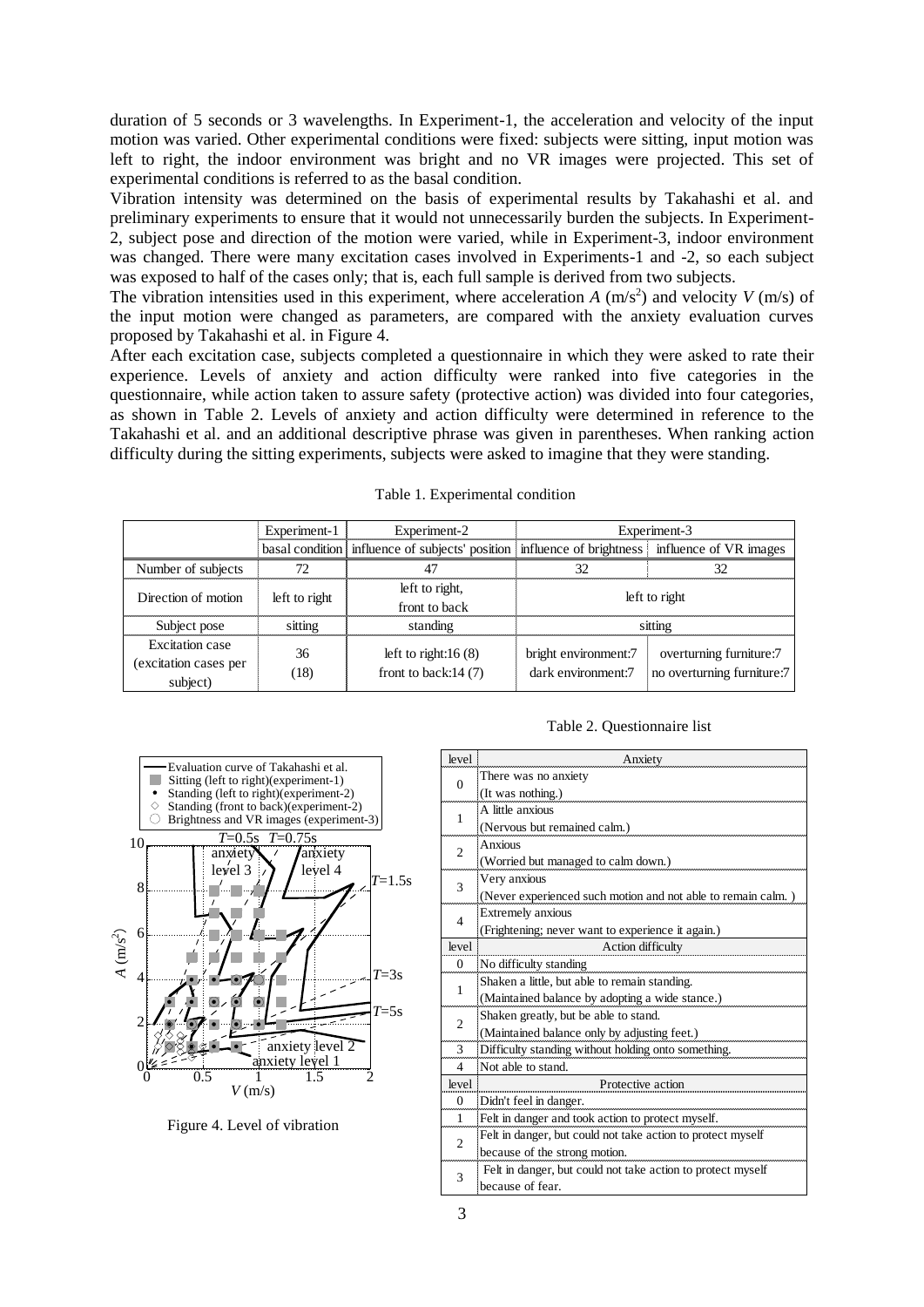duration of 5 seconds or 3 wavelengths. In Experiment-1, the acceleration and velocity of the input motion was varied. Other experimental conditions were fixed: subjects were sitting, input motion was left to right, the indoor environment was bright and no VR images were projected. This set of experimental conditions is referred to as the basal condition.

Vibration intensity was determined on the basis of experimental results by Takahashi et al. and preliminary experiments to ensure that it would not unnecessarily burden the subjects. In Experiment-2, subject pose and direction of the motion were varied, while in Experiment-3, indoor environment was changed. There were many excitation cases involved in Experiments-1 and -2, so each subject was exposed to half of the cases only; that is, each full sample is derived from two subjects.

The vibration intensities used in this experiment, where acceleration $A$ (m/s$^2$) and velocity $V$ (m/s) of the input motion were changed as parameters, are compared with the anxiety evaluation curves proposed by Takahashi et al. in Figure 4.

After each excitation case, subjects completed a questionnaire in which they were asked to rate their experience. Levels of anxiety and action difficulty were ranked into five categories in the questionnaire, while action taken to assure safety (protective action) was divided into four categories, as shown in Table 2. Levels of anxiety and action difficulty were determined in reference to the Takahashi et al. and an additional descriptive phrase was given in parentheses. When ranking action difficulty during the sitting experiments, subjects were asked to imagine that they were standing.

Table 1. Experimental condition

| | Experiment-1 | Experiment-2 | Experiment-3 | |
|---|---|---|---|---|
| | basal condition | influence of subjects' position | influence of brightness | influence of VR images |
| Number of subjects | 72 | 47 | 32 | 32 |
| Direction of motion | left to right | left to right, front to back | left to right | |
| Subject pose | sitting | standing | sitting | |
| Excitation case (excitation cases per subject) | 36 (18) | left to right:16 (8) front to back:14 (7) | bright environment:7 dark environment:7 | overturning furniture:7 no overturning furniture:7 |

Figure 4. Level of vibration

Table 2. Questionnaire list

| level | Anxiety |
|---|---|
| 0 | There was no anxiety (It was nothing.) |
| 1 | A little anxious (Nervous but remained calm.) |
| 2 | Anxious (Worried but managed to calm down.) |
| 3 | Very anxious (Never experienced such motion and not able to remain calm. ) |
| 4 | Extremely anxious (Frightening; never want to experience it again.) |
| **level** | **Action difficulty** |
| 0 | No difficulty standing |
| 1 | Shaken a little, but able to remain standing. (Maintained balance by adopting a wide stance.) |
| 2 | Shaken greatly, but be able to stand. (Maintained balance only by adjusting feet.) |
| 3 | Difficulty standing without holding onto something. |
| 4 | Not able to stand. |
| **level** | **Protective action** |
| 0 | Didn't feel in danger. |
| 1 | Felt in danger and took action to protect myself. |
| 2 | Felt in danger, but could not take action to protect myself because of the strong motion. |
| 3 | Felt in danger, but could not take action to protect myself because of fear. |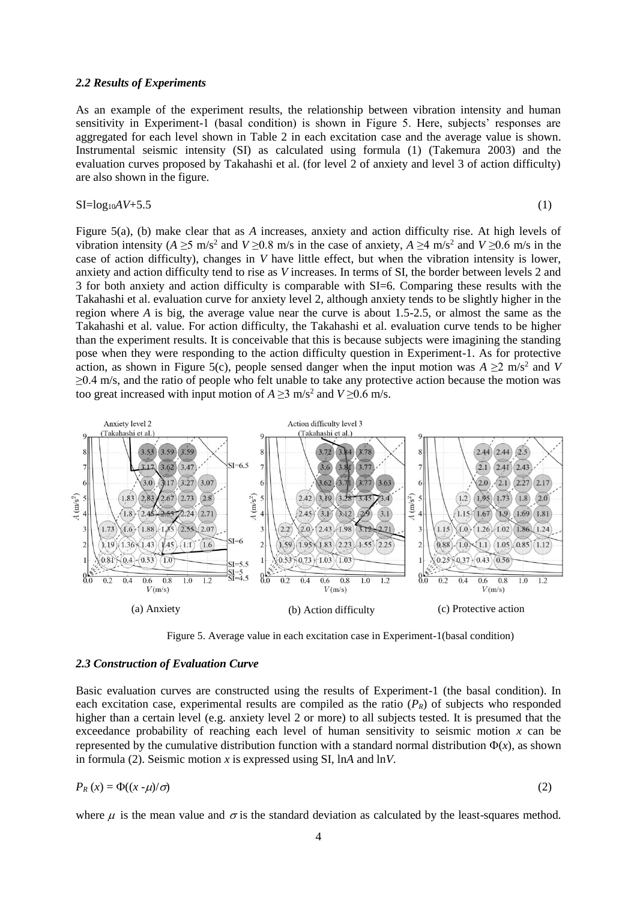### *2.2 Results of Experiments*

As an example of the experiment results, the relationship between vibration intensity and human sensitivity in Experiment-1 (basal condition) is shown in Figure 5. Here, subjects' responses are aggregated for each level shown in Table 2 in each excitation case and the average value is shown. Instrumental seismic intensity (SI) as calculated using formula (1) (Takemura 2003) and the evaluation curves proposed by Takahashi et al. (for level 2 of anxiety and level 3 of action difficulty) are also shown in the figure.

$$\mathrm{SI} = \log_{10} AV + 5.5 \tag{1}$$

Figure 5(a), (b) make clear that as $A$ increases, anxiety and action difficulty rise. At high levels of vibration intensity ($A \geq 5$ m/s$^2$ and $V \geq 0.8$ m/s in the case of anxiety, $A \geq 4$ m/s$^2$ and $V \geq 0.6$ m/s in the case of action difficulty), changes in $V$ have little effect, but when the vibration intensity is lower, anxiety and action difficulty tend to rise as $V$ increases. In terms of SI, the border between levels 2 and 3 for both anxiety and action difficulty is comparable with SI=6. Comparing these results with the Takahashi et al. evaluation curve for anxiety level 2, although anxiety tends to be slightly higher in the region where $A$ is big, the average value near the curve is about 1.5-2.5, or almost the same as the Takahashi et al. value. For action difficulty, the Takahashi et al. evaluation curve tends to be higher than the experiment results. It is conceivable that this is because subjects were imagining the standing pose when they were responding to the action difficulty question in Experiment-1. As for protective action, as shown in Figure 5(c), people sensed danger when the input motion was $A \geq 2$ m/s$^2$ and $V \geq 0.4$ m/s, and the ratio of people who felt unable to take any protective action because the motion was too great increased with input motion of $A \geq 3$ m/s$^2$ and $V \geq 0.6$ m/s.

(a) Anxiety (b) Action difficulty (c) Protective action

Figure 5. Average value in each excitation case in Experiment-1(basal condition)

### *2.3 Construction of Evaluation Curve*

Basic evaluation curves are constructed using the results of Experiment-1 (the basal condition). In each excitation case, experimental results are compiled as the ratio ($P_R$) of subjects who responded higher than a certain level (e.g. anxiety level 2 or more) to all subjects tested. It is presumed that the exceedance probability of reaching each level of human sensitivity to seismic motion $x$ can be represented by the cumulative distribution function with a standard normal distribution $\Phi(x)$, as shown in formula (2). Seismic motion $x$ is expressed using SI, ln$A$ and ln$V$.

$$P_R(x) = \Phi((x - \mu)/\sigma) \tag{2}$$

where $\mu$ is the mean value and $\sigma$ is the standard deviation as calculated by the least-squares method.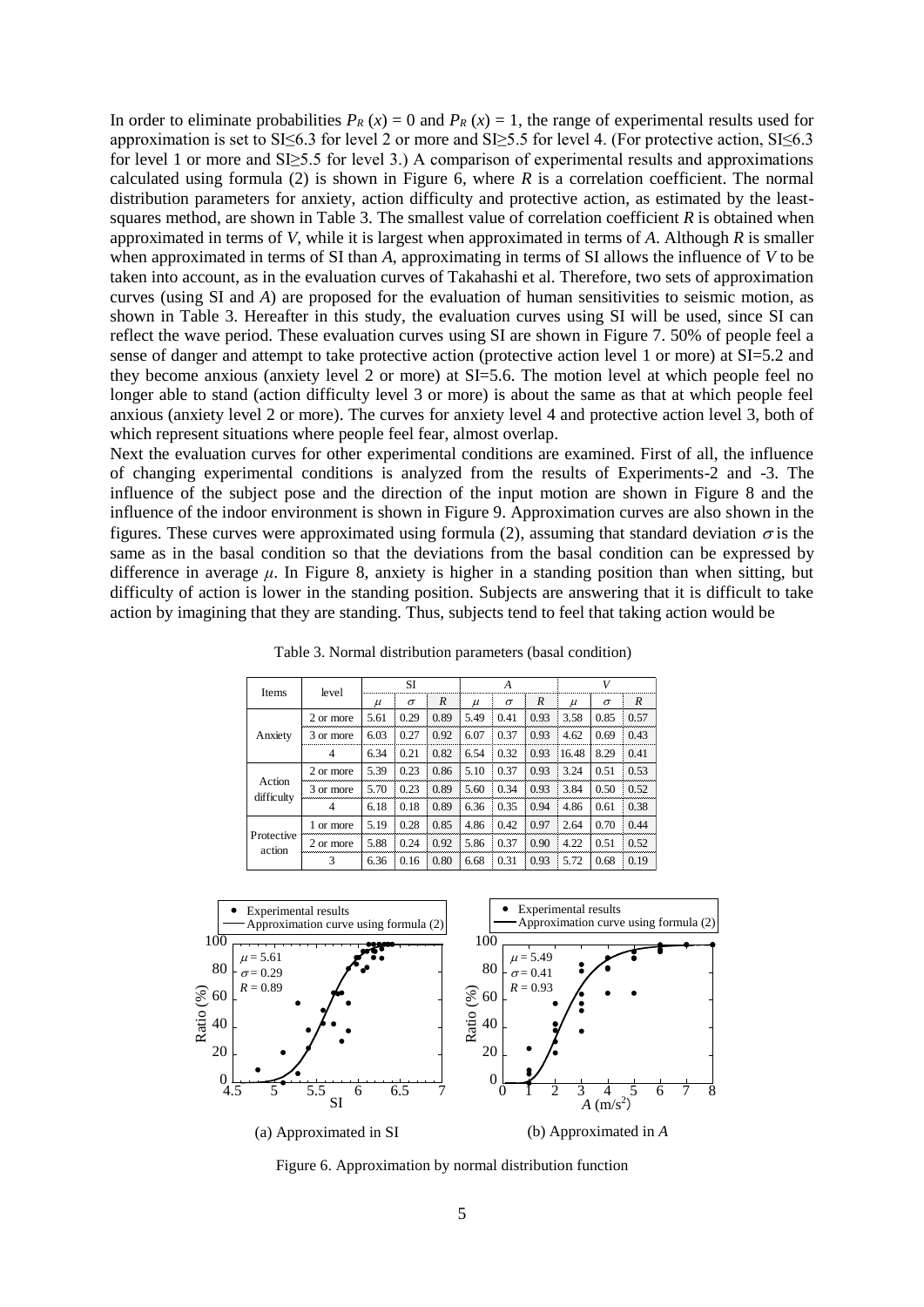In order to eliminate probabilities $P_R(x) = 0$ and $P_R(x) = 1$, the range of experimental results used for approximation is set to SI≤6.3 for level 2 or more and SI≥5.5 for level 4. (For protective action, SI≤6.3 for level 1 or more and SI≥5.5 for level 3.) A comparison of experimental results and approximations calculated using formula (2) is shown in Figure 6, where $R$ is a correlation coefficient. The normal distribution parameters for anxiety, action difficulty and protective action, as estimated by the least-squares method, are shown in Table 3. The smallest value of correlation coefficient $R$ is obtained when approximated in terms of $V$, while it is largest when approximated in terms of $A$. Although $R$ is smaller when approximated in terms of SI than $A$, approximating in terms of SI allows the influence of $V$ to be taken into account, as in the evaluation curves of Takahashi et al. Therefore, two sets of approximation curves (using SI and $A$) are proposed for the evaluation of human sensitivities to seismic motion, as shown in Table 3. Hereafter in this study, the evaluation curves using SI will be used, since SI can reflect the wave period. These evaluation curves using SI are shown in Figure 7. 50% of people feel a sense of danger and attempt to take protective action (protective action level 1 or more) at SI=5.2 and they become anxious (anxiety level 2 or more) at SI=5.6. The motion level at which people feel no longer able to stand (action difficulty level 3 or more) is about the same as that at which people feel anxious (anxiety level 2 or more). The curves for anxiety level 4 and protective action level 3, both of which represent situations where people feel fear, almost overlap.

Next the evaluation curves for other experimental conditions are examined. First of all, the influence of changing experimental conditions is analyzed from the results of Experiments-2 and -3. The influence of the subject pose and the direction of the input motion are shown in Figure 8 and the influence of the indoor environment is shown in Figure 9. Approximation curves are also shown in the figures. These curves were approximated using formula (2), assuming that standard deviation $\sigma$ is the same as in the basal condition so that the deviations from the basal condition can be expressed by difference in average $\mu$. In Figure 8, anxiety is higher in a standing position than when sitting, but difficulty of action is lower in the standing position. Subjects are answering that it is difficult to take action by imagining that they are standing. Thus, subjects tend to feel that taking action would be

Table 3. Normal distribution parameters (basal condition)

| Items | level | SI | | | $A$ | | | $V$ | | |
|---|---|---|---|---|---|---|---|---|---|---|
| | | $\mu$ | $\sigma$ | $R$ | $\mu$ | $\sigma$ | $R$ | $\mu$ | $\sigma$ | $R$ |
| Anxiety | 2 or more | 5.61 | 0.29 | 0.89 | 5.49 | 0.41 | 0.93 | 3.58 | 0.85 | 0.57 |
| | 3 or more | 6.03 | 0.27 | 0.92 | 6.07 | 0.37 | 0.93 | 4.62 | 0.69 | 0.43 |
| | 4 | 6.34 | 0.21 | 0.82 | 6.54 | 0.32 | 0.93 | 16.48 | 8.29 | 0.41 |
| Action difficulty | 2 or more | 5.39 | 0.23 | 0.86 | 5.10 | 0.37 | 0.93 | 3.24 | 0.51 | 0.53 |
| | 3 or more | 5.70 | 0.23 | 0.89 | 5.60 | 0.34 | 0.93 | 3.84 | 0.50 | 0.52 |
| | 4 | 6.18 | 0.18 | 0.89 | 6.36 | 0.35 | 0.94 | 4.86 | 0.61 | 0.38 |
| Protective action | 1 or more | 5.19 | 0.28 | 0.85 | 4.86 | 0.42 | 0.97 | 2.64 | 0.70 | 0.44 |
| | 2 or more | 5.88 | 0.24 | 0.92 | 5.86 | 0.37 | 0.90 | 4.22 | 0.51 | 0.52 |
| | 3 | 6.36 | 0.16 | 0.80 | 6.68 | 0.31 | 0.93 | 5.72 | 0.68 | 0.19 |

(a) Approximated in SI

(b) Approximated in $A$

Figure 6. Approximation by normal distribution function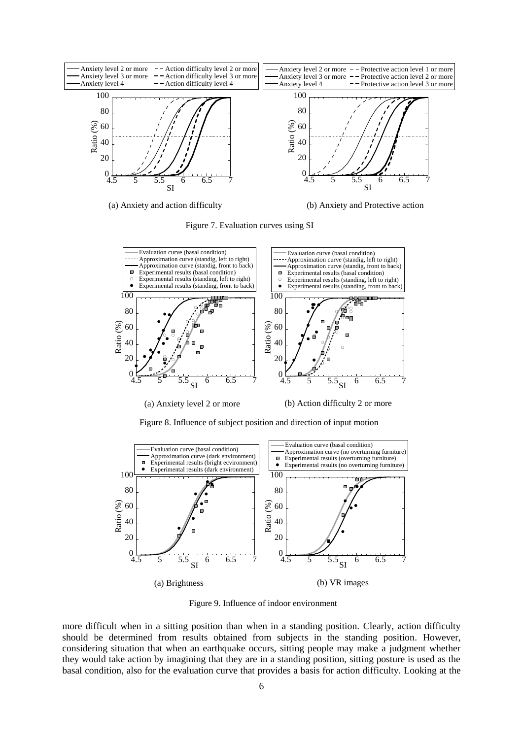(a) Anxiety and action difficulty

(b) Anxiety and Protective action

Figure 7. Evaluation curves using SI

(a) Anxiety level 2 or more

(b) Action difficulty 2 or more

Figure 8. Influence of subject position and direction of input motion

(a) Brightness

(b) VR images

Figure 9. Influence of indoor environment

more difficult when in a sitting position than when in a standing position. Clearly, action difficulty should be determined from results obtained from subjects in the standing position. However, considering situation that when an earthquake occurs, sitting people may make a judgment whether they would take action by imagining that they are in a standing position, sitting posture is used as the basal condition, also for the evaluation curve that provides a basis for action difficulty. Looking at the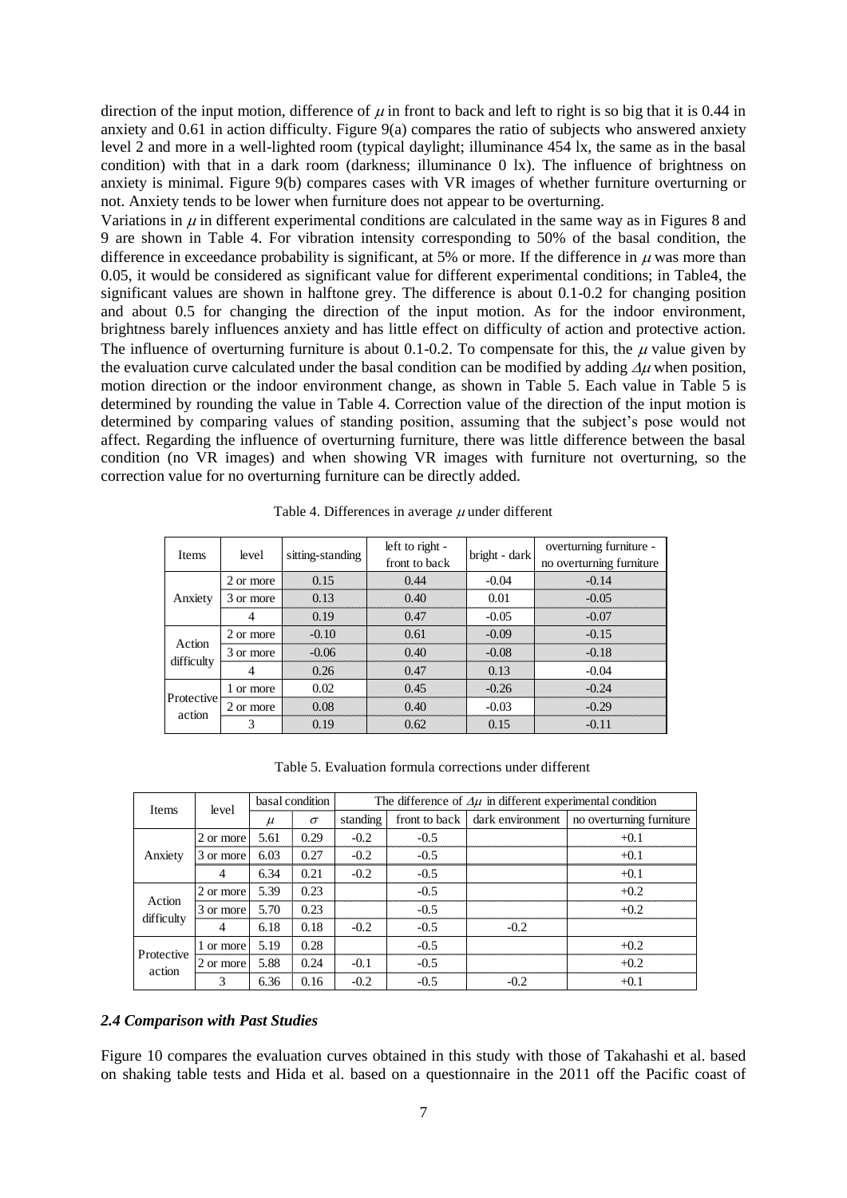direction of the input motion, difference of $\mu$ in front to back and left to right is so big that it is 0.44 in anxiety and 0.61 in action difficulty. Figure 9(a) compares the ratio of subjects who answered anxiety level 2 and more in a well-lighted room (typical daylight; illuminance 454 lx, the same as in the basal condition) with that in a dark room (darkness; illuminance 0 lx). The influence of brightness on anxiety is minimal. Figure 9(b) compares cases with VR images of whether furniture overturning or not. Anxiety tends to be lower when furniture does not appear to be overturning.

Variations in $\mu$ in different experimental conditions are calculated in the same way as in Figures 8 and 9 are shown in Table 4. For vibration intensity corresponding to 50% of the basal condition, the difference in exceedance probability is significant, at 5% or more. If the difference in $\mu$ was more than 0.05, it would be considered as significant value for different experimental conditions; in Table4, the significant values are shown in halftone grey. The difference is about 0.1-0.2 for changing position and about 0.5 for changing the direction of the input motion. As for the indoor environment, brightness barely influences anxiety and has little effect on difficulty of action and protective action. The influence of overturning furniture is about 0.1-0.2. To compensate for this, the $\mu$ value given by the evaluation curve calculated under the basal condition can be modified by adding $\Delta\mu$ when position, motion direction or the indoor environment change, as shown in Table 5. Each value in Table 5 is determined by rounding the value in Table 4. Correction value of the direction of the input motion is determined by comparing values of standing position, assuming that the subject's pose would not affect. Regarding the influence of overturning furniture, there was little difference between the basal condition (no VR images) and when showing VR images with furniture not overturning, so the correction value for no overturning furniture can be directly added.

Table 4. Differences in average $\mu$ under different

| Items | level | sitting-standing | left to right - front to back | bright - dark | overturning furniture - no overturning furniture |
|---|---|---|---|---|---|
| Anxiety | 2 or more | 0.15 | 0.44 | -0.04 | -0.14 |
| | 3 or more | 0.13 | 0.40 | 0.01 | -0.05 |
| | 4 | 0.19 | 0.47 | -0.05 | -0.07 |
| Action difficulty | 2 or more | -0.10 | 0.61 | -0.09 | -0.15 |
| | 3 or more | -0.06 | 0.40 | -0.08 | -0.18 |
| | 4 | 0.26 | 0.47 | 0.13 | -0.04 |
| Protective action | 1 or more | 0.02 | 0.45 | -0.26 | -0.24 |
| | 2 or more | 0.08 | 0.40 | -0.03 | -0.29 |
| | 3 | 0.19 | 0.62 | 0.15 | -0.11 |

Table 5. Evaluation formula corrections under different

| Items | level | basal condition | | The difference of $\Delta\mu$ in different experimental condition | | | |
|---|---|---|---|---|---|---|---|
| | | $\mu$ | $\sigma$ | standing | front to back | dark environment | no overturning furniture |
| Anxiety | 2 or more | 5.61 | 0.29 | -0.2 | -0.5 | | +0.1 |
| | 3 or more | 6.03 | 0.27 | -0.2 | -0.5 | | +0.1 |
| | 4 | 6.34 | 0.21 | -0.2 | -0.5 | | +0.1 |
| Action difficulty | 2 or more | 5.39 | 0.23 | | -0.5 | | +0.2 |
| | 3 or more | 5.70 | 0.23 | | -0.5 | | +0.2 |
| | 4 | 6.18 | 0.18 | -0.2 | -0.5 | -0.2 | |
| Protective action | 1 or more | 5.19 | 0.28 | | -0.5 | | +0.2 |
| | 2 or more | 5.88 | 0.24 | -0.1 | -0.5 | | +0.2 |
| | 3 | 6.36 | 0.16 | -0.2 | -0.5 | -0.2 | +0.1 |

### *2.4 Comparison with Past Studies*

Figure 10 compares the evaluation curves obtained in this study with those of Takahashi et al. based on shaking table tests and Hida et al. based on a questionnaire in the 2011 off the Pacific coast of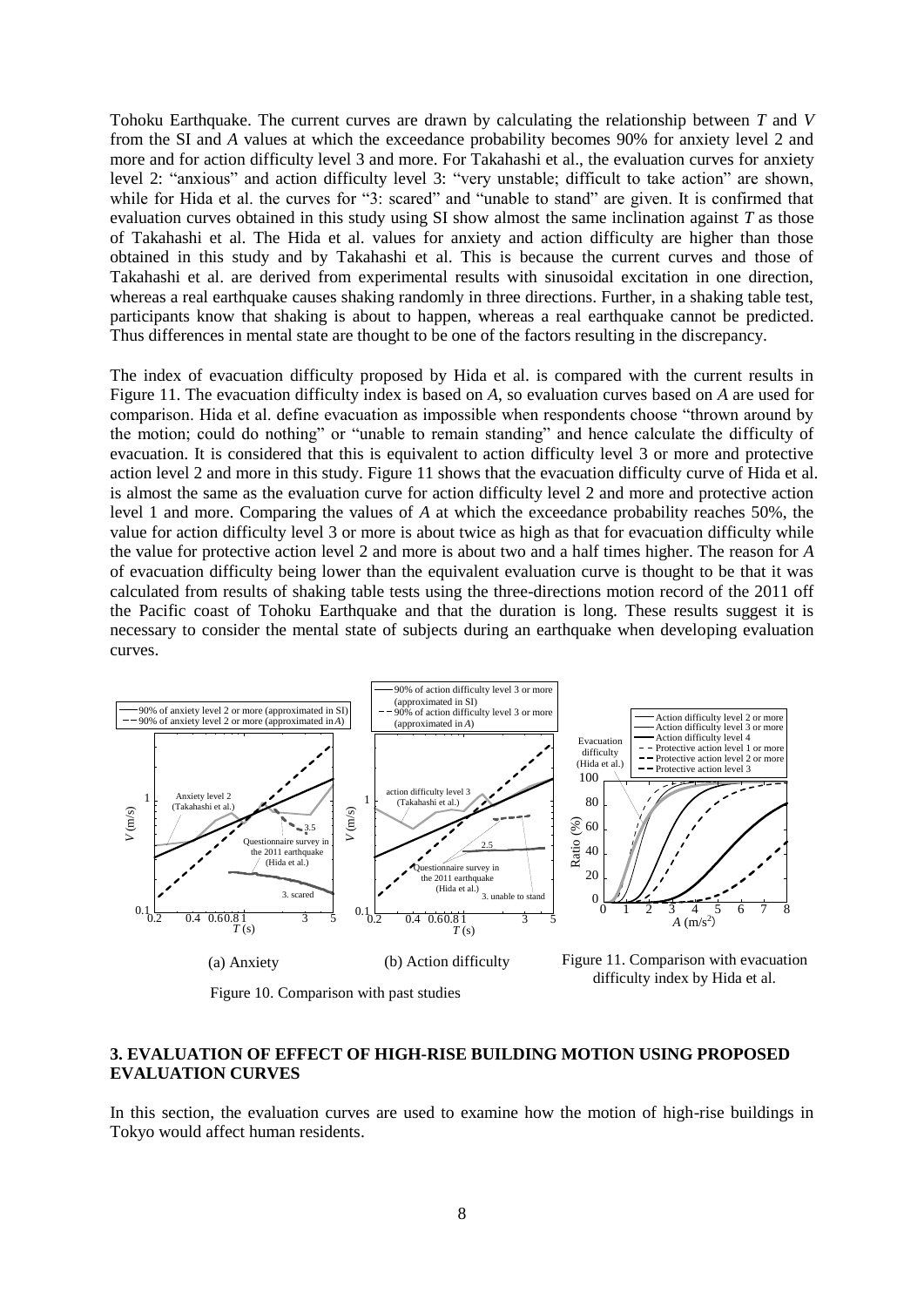Tohoku Earthquake. The current curves are drawn by calculating the relationship between $T$ and $V$ from the SI and $A$ values at which the exceedance probability becomes 90% for anxiety level 2 and more and for action difficulty level 3 and more. For Takahashi et al., the evaluation curves for anxiety level 2: "anxious" and action difficulty level 3: "very unstable; difficult to take action" are shown, while for Hida et al. the curves for "3: scared" and "unable to stand" are given. It is confirmed that evaluation curves obtained in this study using SI show almost the same inclination against $T$ as those of Takahashi et al. The Hida et al. values for anxiety and action difficulty are higher than those obtained in this study and by Takahashi et al. This is because the current curves and those of Takahashi et al. are derived from experimental results with sinusoidal excitation in one direction, whereas a real earthquake causes shaking randomly in three directions. Further, in a shaking table test, participants know that shaking is about to happen, whereas a real earthquake cannot be predicted. Thus differences in mental state are thought to be one of the factors resulting in the discrepancy.

The index of evacuation difficulty proposed by Hida et al. is compared with the current results in Figure 11. The evacuation difficulty index is based on $A$, so evaluation curves based on $A$ are used for comparison. Hida et al. define evacuation as impossible when respondents choose "thrown around by the motion; could do nothing" or "unable to remain standing" and hence calculate the difficulty of evacuation. It is considered that this is equivalent to action difficulty level 3 or more and protective action level 2 and more in this study. Figure 11 shows that the evacuation difficulty curve of Hida et al. is almost the same as the evaluation curve for action difficulty level 2 and more and protective action level 1 and more. Comparing the values of $A$ at which the exceedance probability reaches 50%, the value for action difficulty level 3 or more is about twice as high as that for evacuation difficulty while the value for protective action level 2 and more is about two and a half times higher. The reason for $A$ of evacuation difficulty being lower than the equivalent evaluation curve is thought to be that it was calculated from results of shaking table tests using the three-directions motion record of the 2011 off the Pacific coast of Tohoku Earthquake and that the duration is long. These results suggest it is necessary to consider the mental state of subjects during an earthquake when developing evaluation curves.

(a) Anxiety

(b) Action difficulty

Figure 10. Comparison with past studies

Figure 11. Comparison with evacuation difficulty index by Hida et al.

## 3. EVALUATION OF EFFECT OF HIGH-RISE BUILDING MOTION USING PROPOSED EVALUATION CURVES

In this section, the evaluation curves are used to examine how the motion of high-rise buildings in Tokyo would affect human residents.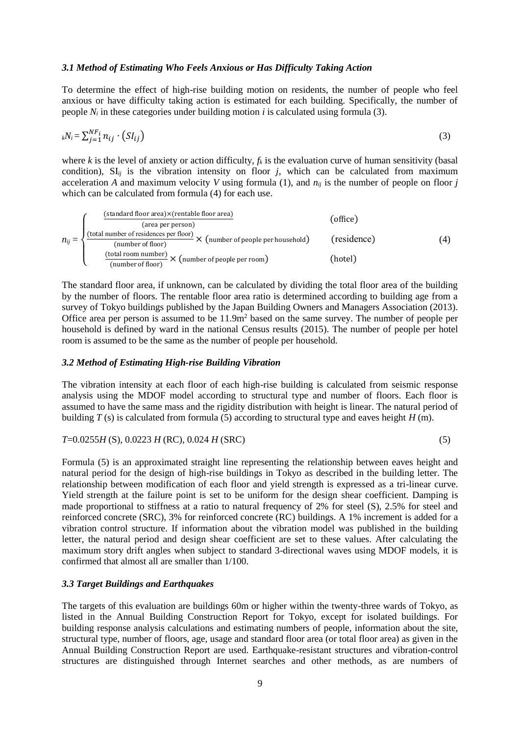### *3.1 Method of Estimating Who Feels Anxious or Has Difficulty Taking Action*

To determine the effect of high-rise building motion on residents, the number of people who feel anxious or have difficulty taking action is estimated for each building. Specifically, the number of people $N_i$ in these categories under building motion $i$ is calculated using formula (3).

$$ {}_kN_i = \sum_{j=1}^{NF_i} n_{ij} \cdot \left(SI_{ij}\right) \tag{3}$$

where $k$ is the level of anxiety or action difficulty, $f_k$ is the evaluation curve of human sensitivity (basal condition), $SI_{ij}$ is the vibration intensity on floor $j$, which can be calculated from maximum acceleration $A$ and maximum velocity $V$ using formula (1), and $n_{ij}$ is the number of people on floor $j$ which can be calculated from formula (4) for each use.

$$ n_{ij} = \begin{cases} \dfrac{(\text{standard floor area})\times(\text{rentable floor area})}{(\text{area per person})} & (\text{office}) \\ \dfrac{(\text{total number of residences per floor})}{(\text{number of floor})} \times (\text{number of people per household}) & (\text{residence}) \\ \dfrac{(\text{total room number})}{(\text{number of floor})} \times (\text{number of people per room}) & (\text{hotel}) \end{cases} \tag{4}$$

The standard floor area, if unknown, can be calculated by dividing the total floor area of the building by the number of floors. The rentable floor area ratio is determined according to building age from a survey of Tokyo buildings published by the Japan Building Owners and Managers Association (2013). Office area per person is assumed to be 11.9m$^2$ based on the same survey. The number of people per household is defined by ward in the national Census results (2015). The number of people per hotel room is assumed to be the same as the number of people per household.

### *3.2 Method of Estimating High-rise Building Vibration*

The vibration intensity at each floor of each high-rise building is calculated from seismic response analysis using the MDOF model according to structural type and number of floors. Each floor is assumed to have the same mass and the rigidity distribution with height is linear. The natural period of building $T$ (s) is calculated from formula (5) according to structural type and eaves height $H$ (m).

$$T=0.0255H \text{ (S)},\ 0.0223\,H \text{ (RC)},\ 0.024\,H \text{ (SRC)} \tag{5}$$

Formula (5) is an approximated straight line representing the relationship between eaves height and natural period for the design of high-rise buildings in Tokyo as described in the building letter. The relationship between modification of each floor and yield strength is expressed as a tri-linear curve. Yield strength at the failure point is set to be uniform for the design shear coefficient. Damping is made proportional to stiffness at a ratio to natural frequency of 2% for steel (S), 2.5% for steel and reinforced concrete (SRC), 3% for reinforced concrete (RC) buildings. A 1% increment is added for a vibration control structure. If information about the vibration model was published in the building letter, the natural period and design shear coefficient are set to these values. After calculating the maximum story drift angles when subject to standard 3-directional waves using MDOF models, it is confirmed that almost all are smaller than 1/100.

### *3.3 Target Buildings and Earthquakes*

The targets of this evaluation are buildings 60m or higher within the twenty-three wards of Tokyo, as listed in the Annual Building Construction Report for Tokyo, except for isolated buildings. For building response analysis calculations and estimating numbers of people, information about the site, structural type, number of floors, age, usage and standard floor area (or total floor area) as given in the Annual Building Construction Report are used. Earthquake-resistant structures and vibration-control structures are distinguished through Internet searches and other methods, as are numbers of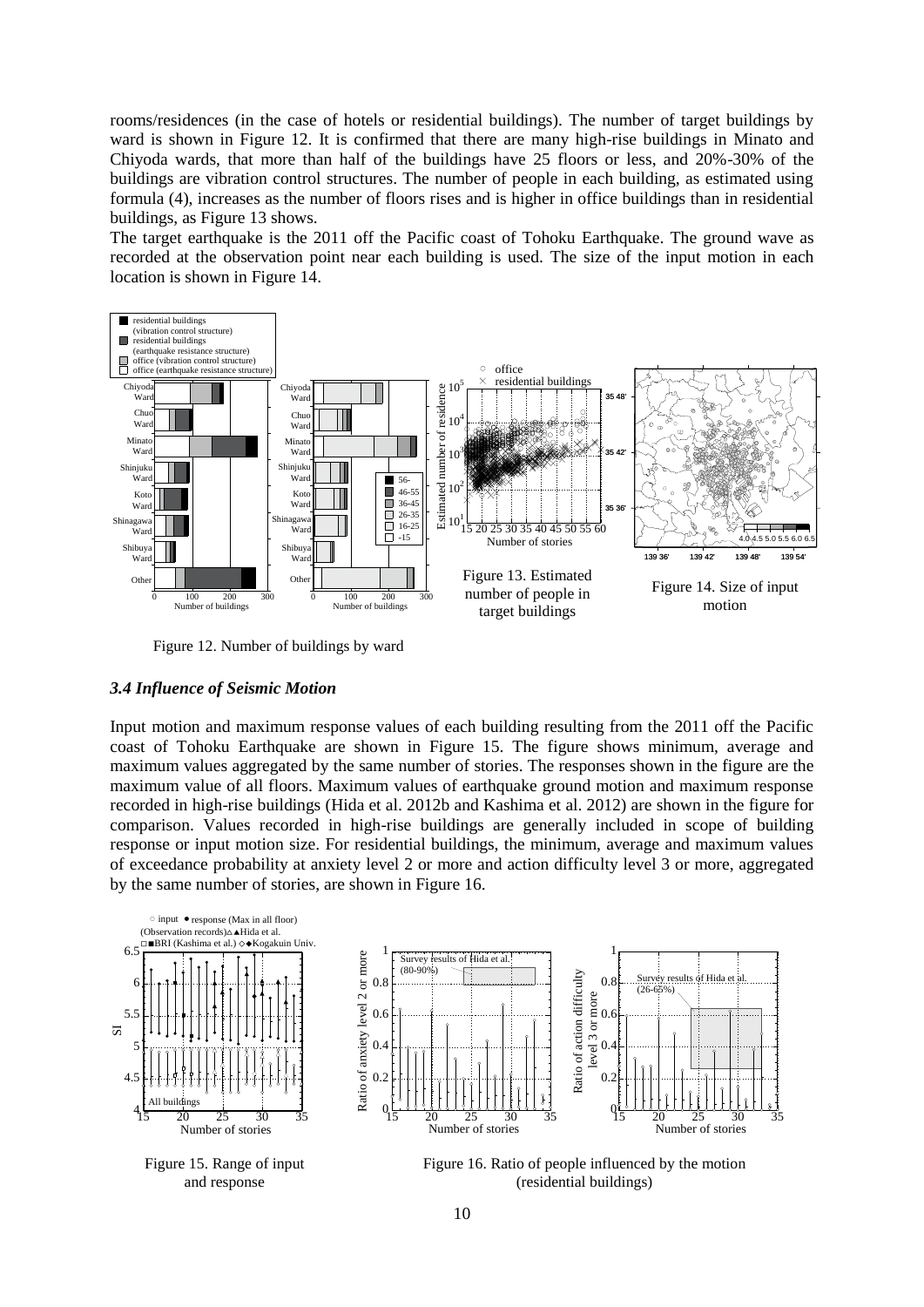rooms/residences (in the case of hotels or residential buildings). The number of target buildings by ward is shown in Figure 12. It is confirmed that there are many high-rise buildings in Minato and Chiyoda wards, that more than half of the buildings have 25 floors or less, and 20%-30% of the buildings are vibration control structures. The number of people in each building, as estimated using formula (4), increases as the number of floors rises and is higher in office buildings than in residential buildings, as Figure 13 shows.

The target earthquake is the 2011 off the Pacific coast of Tohoku Earthquake. The ground wave as recorded at the observation point near each building is used. The size of the input motion in each location is shown in Figure 14.

Figure 12. Number of buildings by ward

Figure 13. Estimated number of people in target buildings

Figure 14. Size of input motion

### *3.4 Influence of Seismic Motion*

Input motion and maximum response values of each building resulting from the 2011 off the Pacific coast of Tohoku Earthquake are shown in Figure 15. The figure shows minimum, average and maximum values aggregated by the same number of stories. The responses shown in the figure are the maximum value of all floors. Maximum values of earthquake ground motion and maximum response recorded in high-rise buildings (Hida et al. 2012b and Kashima et al. 2012) are shown in the figure for comparison. Values recorded in high-rise buildings are generally included in scope of building response or input motion size. For residential buildings, the minimum, average and maximum values of exceedance probability at anxiety level 2 or more and action difficulty level 3 or more, aggregated by the same number of stories, are shown in Figure 16.

Figure 15. Range of input and response

Figure 16. Ratio of people influenced by the motion (residential buildings)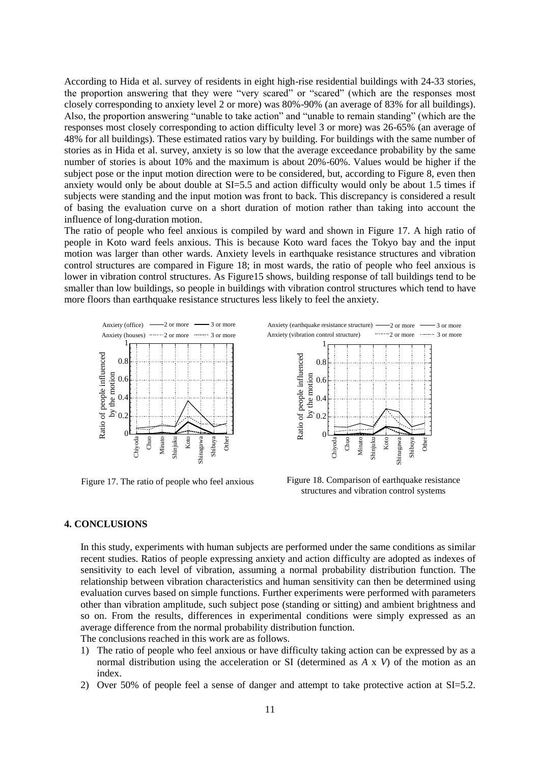According to Hida et al. survey of residents in eight high-rise residential buildings with 24-33 stories, the proportion answering that they were "very scared" or "scared" (which are the responses most closely corresponding to anxiety level 2 or more) was 80%-90% (an average of 83% for all buildings). Also, the proportion answering "unable to take action" and "unable to remain standing" (which are the responses most closely corresponding to action difficulty level 3 or more) was 26-65% (an average of 48% for all buildings). These estimated ratios vary by building. For buildings with the same number of stories as in Hida et al. survey, anxiety is so low that the average exceedance probability by the same number of stories is about 10% and the maximum is about 20%-60%. Values would be higher if the subject pose or the input motion direction were to be considered, but, according to Figure 8, even then anxiety would only be about double at SI=5.5 and action difficulty would only be about 1.5 times if subjects were standing and the input motion was front to back. This discrepancy is considered a result of basing the evaluation curve on a short duration of motion rather than taking into account the influence of long-duration motion.

The ratio of people who feel anxious is compiled by ward and shown in Figure 17. A high ratio of people in Koto ward feels anxious. This is because Koto ward faces the Tokyo bay and the input motion was larger than other wards. Anxiety levels in earthquake resistance structures and vibration control structures are compared in Figure 18; in most wards, the ratio of people who feel anxious is lower in vibration control structures. As Figure15 shows, building response of tall buildings tend to be smaller than low buildings, so people in buildings with vibration control structures which tend to have more floors than earthquake resistance structures less likely to feel the anxiety.

Figure 17. The ratio of people who feel anxious

Figure 18. Comparison of earthquake resistance structures and vibration control systems

## 4. CONCLUSIONS

In this study, experiments with human subjects are performed under the same conditions as similar recent studies. Ratios of people expressing anxiety and action difficulty are adopted as indexes of sensitivity to each level of vibration, assuming a normal probability distribution function. The relationship between vibration characteristics and human sensitivity can then be determined using evaluation curves based on simple functions. Further experiments were performed with parameters other than vibration amplitude, such subject pose (standing or sitting) and ambient brightness and so on. From the results, differences in experimental conditions were simply expressed as an average difference from the normal probability distribution function.

The conclusions reached in this work are as follows.

1) The ratio of people who feel anxious or have difficulty taking action can be expressed by as a normal distribution using the acceleration or SI (determined as $A$ x $V$) of the motion as an index.
2) Over 50% of people feel a sense of danger and attempt to take protective action at SI=5.2.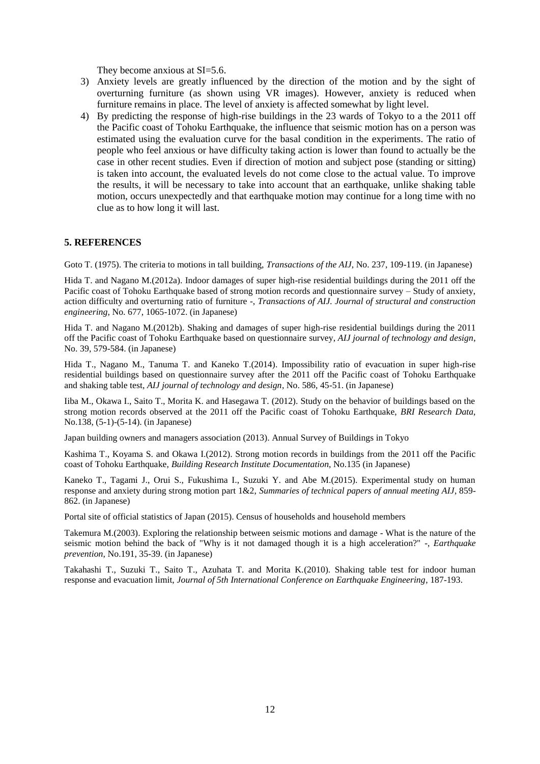They become anxious at SI=5.6.

3) Anxiety levels are greatly influenced by the direction of the motion and by the sight of overturning furniture (as shown using VR images). However, anxiety is reduced when furniture remains in place. The level of anxiety is affected somewhat by light level.
4) By predicting the response of high-rise buildings in the 23 wards of Tokyo to a the 2011 off the Pacific coast of Tohoku Earthquake, the influence that seismic motion has on a person was estimated using the evaluation curve for the basal condition in the experiments. The ratio of people who feel anxious or have difficulty taking action is lower than found to actually be the case in other recent studies. Even if direction of motion and subject pose (standing or sitting) is taken into account, the evaluated levels do not come close to the actual value. To improve the results, it will be necessary to take into account that an earthquake, unlike shaking table motion, occurs unexpectedly and that earthquake motion may continue for a long time with no clue as to how long it will last.

## 5. REFERENCES

Goto T. (1975). The criteria to motions in tall building, *Transactions of the AIJ*, No. 237, 109-119. (in Japanese)

Hida T. and Nagano M.(2012a). Indoor damages of super high-rise residential buildings during the 2011 off the Pacific coast of Tohoku Earthquake based of strong motion records and questionnaire survey – Study of anxiety, action difficulty and overturning ratio of furniture -, *Transactions of AIJ. Journal of structural and construction engineering*, No. 677, 1065-1072. (in Japanese)

Hida T. and Nagano M.(2012b). Shaking and damages of super high-rise residential buildings during the 2011 off the Pacific coast of Tohoku Earthquake based on questionnaire survey, *AIJ journal of technology and design*, No. 39, 579-584. (in Japanese)

Hida T., Nagano M., Tanuma T. and Kaneko T.(2014). Impossibility ratio of evacuation in super high-rise residential buildings based on questionnaire survey after the 2011 off the Pacific coast of Tohoku Earthquake and shaking table test, *AIJ journal of technology and design*, No. 586, 45-51. (in Japanese)

Iiba M., Okawa I., Saito T., Morita K. and Hasegawa T. (2012). Study on the behavior of buildings based on the strong motion records observed at the 2011 off the Pacific coast of Tohoku Earthquake, *BRI Research Data*, No.138, (5-1)-(5-14). (in Japanese)

Japan building owners and managers association (2013). Annual Survey of Buildings in Tokyo

Kashima T., Koyama S. and Okawa I.(2012). Strong motion records in buildings from the 2011 off the Pacific coast of Tohoku Earthquake, *Building Research Institute Documentation*, No.135 (in Japanese)

Kaneko T., Tagami J., Orui S., Fukushima I., Suzuki Y. and Abe M.(2015). Experimental study on human response and anxiety during strong motion part 1&2, *Summaries of technical papers of annual meeting AIJ*, 859-862. (in Japanese)

Portal site of official statistics of Japan (2015). Census of households and household members

Takemura M.(2003). Exploring the relationship between seismic motions and damage - What is the nature of the seismic motion behind the back of "Why is it not damaged though it is a high acceleration?" -, *Earthquake prevention*, No.191, 35-39. (in Japanese)

Takahashi T., Suzuki T., Saito T., Azuhata T. and Morita K.(2010). Shaking table test for indoor human response and evacuation limit, *Journal of 5th International Conference on Earthquake Engineering*, 187-193.